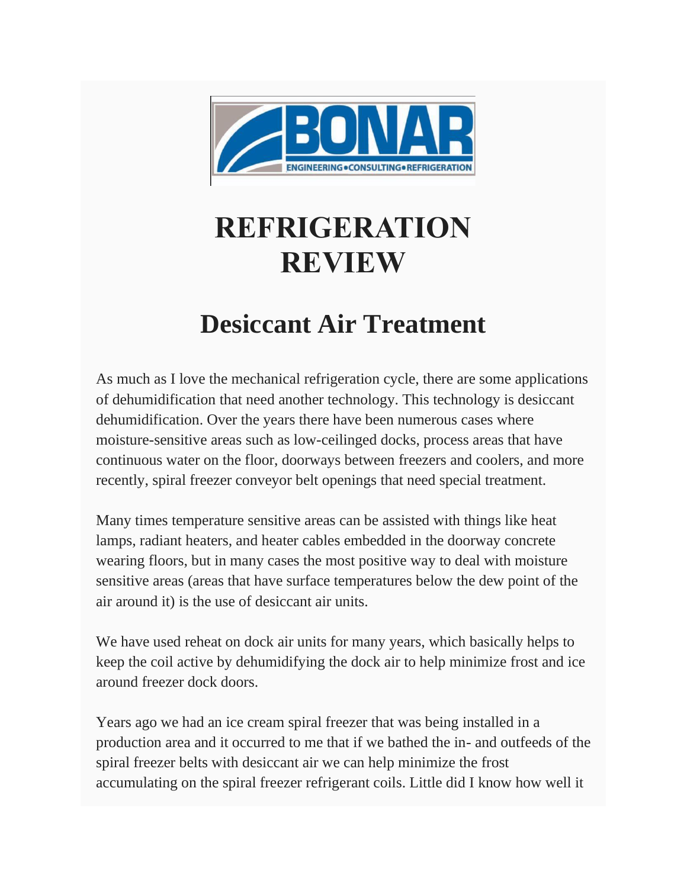BONAR

ENGINEERING • CONSULTING • REFRIGERATION

# REFRIGERATION REVIEW

## Desiccant Air Treatment

As much as I love the mechanical refrigeration cycle, there are some applications of dehumidification that need another technology. This technology is desiccant dehumidification. Over the years there have been numerous cases where moisture-sensitive areas such as low-ceilinged docks, process areas that have continuous water on the floor, doorways between freezers and coolers, and more recently, spiral freezer conveyor belt openings that need special treatment.

Many times temperature sensitive areas can be assisted with things like heat lamps, radiant heaters, and heater cables embedded in the doorway concrete wearing floors, but in many cases the most positive way to deal with moisture sensitive areas (areas that have surface temperatures below the dew point of the air around it) is the use of desiccant air units.

We have used reheat on dock air units for many years, which basically helps to keep the coil active by dehumidifying the dock air to help minimize frost and ice around freezer dock doors.

Years ago we had an ice cream spiral freezer that was being installed in a production area and it occurred to me that if we bathed the in- and outfeeds of the spiral freezer belts with desiccant air we can help minimize the frost accumulating on the spiral freezer refrigerant coils. Little did I know how well it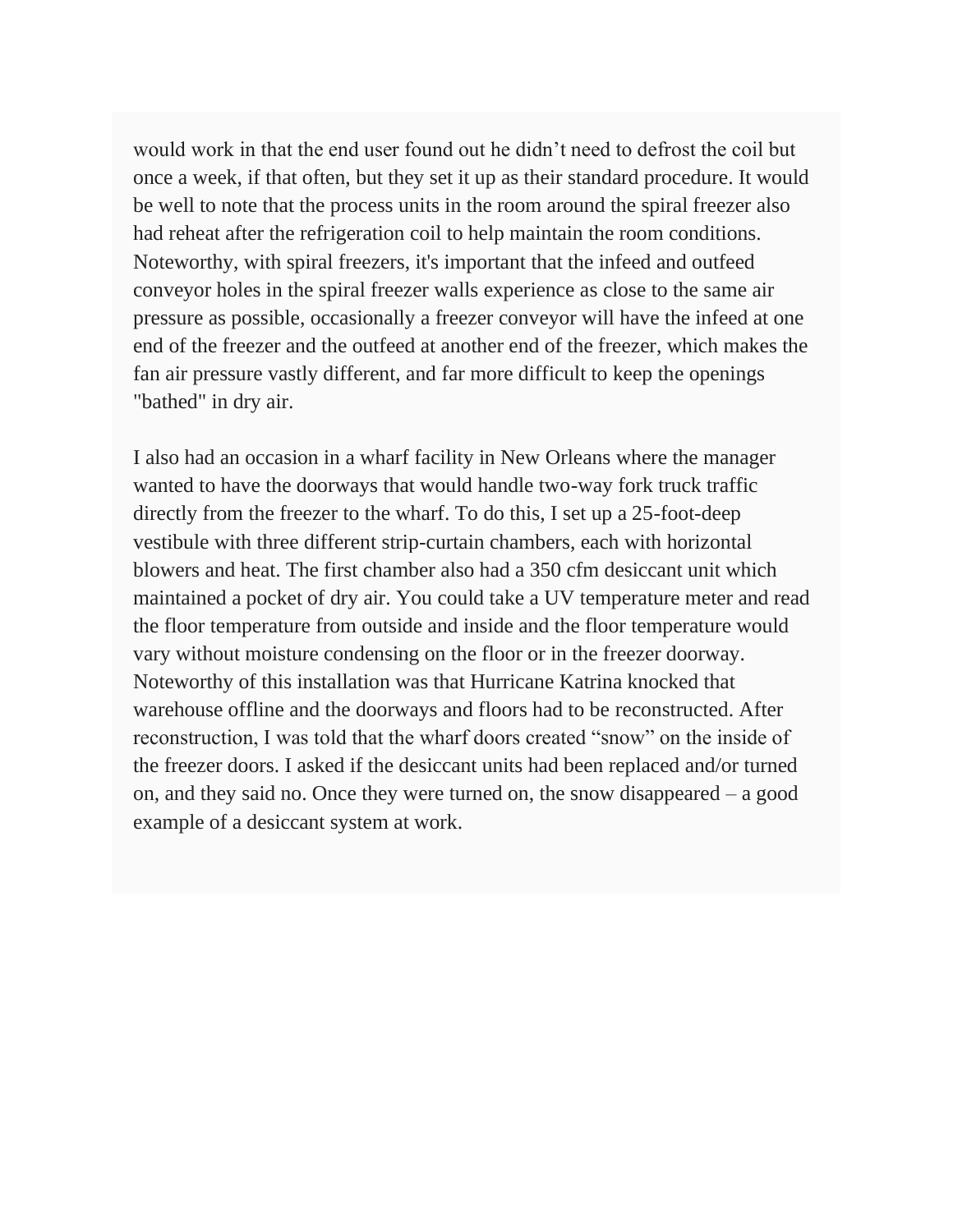would work in that the end user found out he didn't need to defrost the coil but once a week, if that often, but they set it up as their standard procedure. It would be well to note that the process units in the room around the spiral freezer also had reheat after the refrigeration coil to help maintain the room conditions. Noteworthy, with spiral freezers, it's important that the infeed and outfeed conveyor holes in the spiral freezer walls experience as close to the same air pressure as possible, occasionally a freezer conveyor will have the infeed at one end of the freezer and the outfeed at another end of the freezer, which makes the fan air pressure vastly different, and far more difficult to keep the openings "bathed" in dry air.

I also had an occasion in a wharf facility in New Orleans where the manager wanted to have the doorways that would handle two-way fork truck traffic directly from the freezer to the wharf. To do this, I set up a 25-foot-deep vestibule with three different strip-curtain chambers, each with horizontal blowers and heat. The first chamber also had a 350 cfm desiccant unit which maintained a pocket of dry air. You could take a UV temperature meter and read the floor temperature from outside and inside and the floor temperature would vary without moisture condensing on the floor or in the freezer doorway. Noteworthy of this installation was that Hurricane Katrina knocked that warehouse offline and the doorways and floors had to be reconstructed. After reconstruction, I was told that the wharf doors created "snow" on the inside of the freezer doors. I asked if the desiccant units had been replaced and/or turned on, and they said no. Once they were turned on, the snow disappeared – a good example of a desiccant system at work.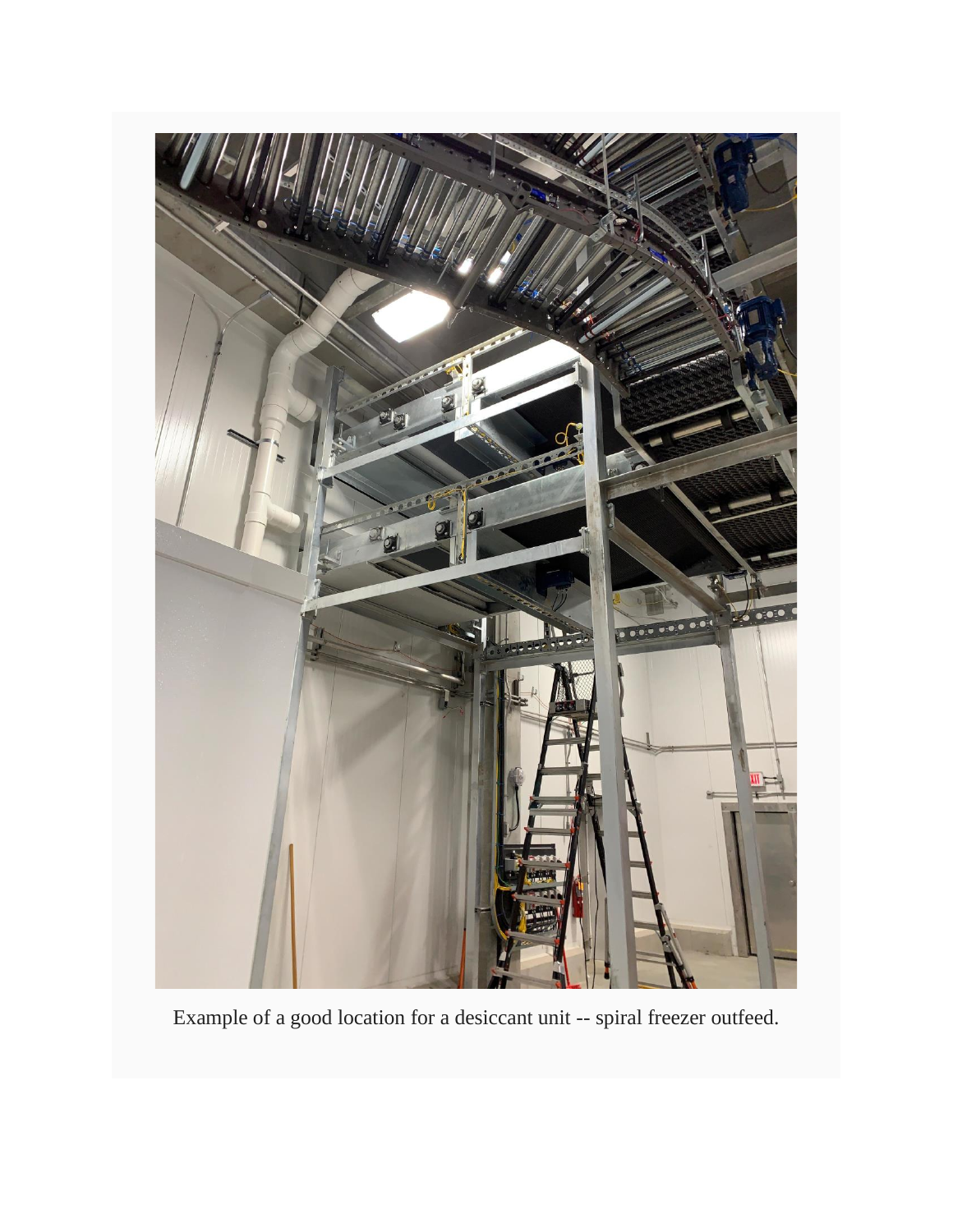Example of a good location for a desiccant unit -- spiral freezer outfeed.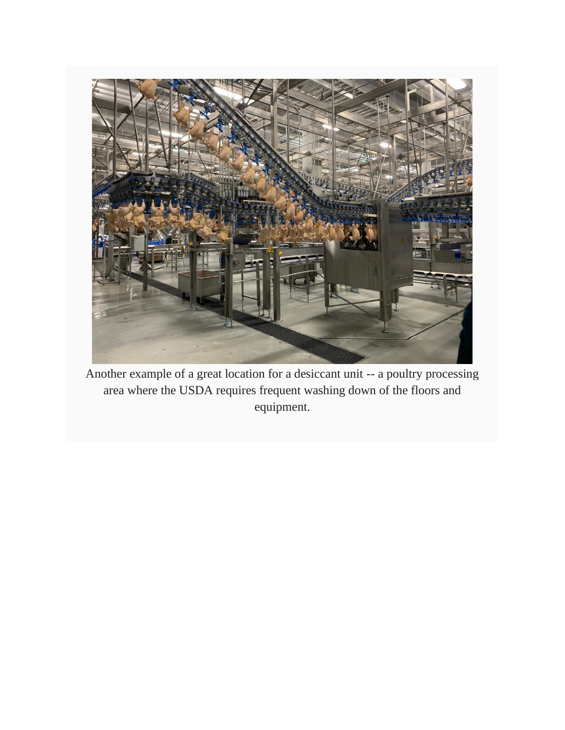Another example of a great location for a desiccant unit -- a poultry processing area where the USDA requires frequent washing down of the floors and equipment.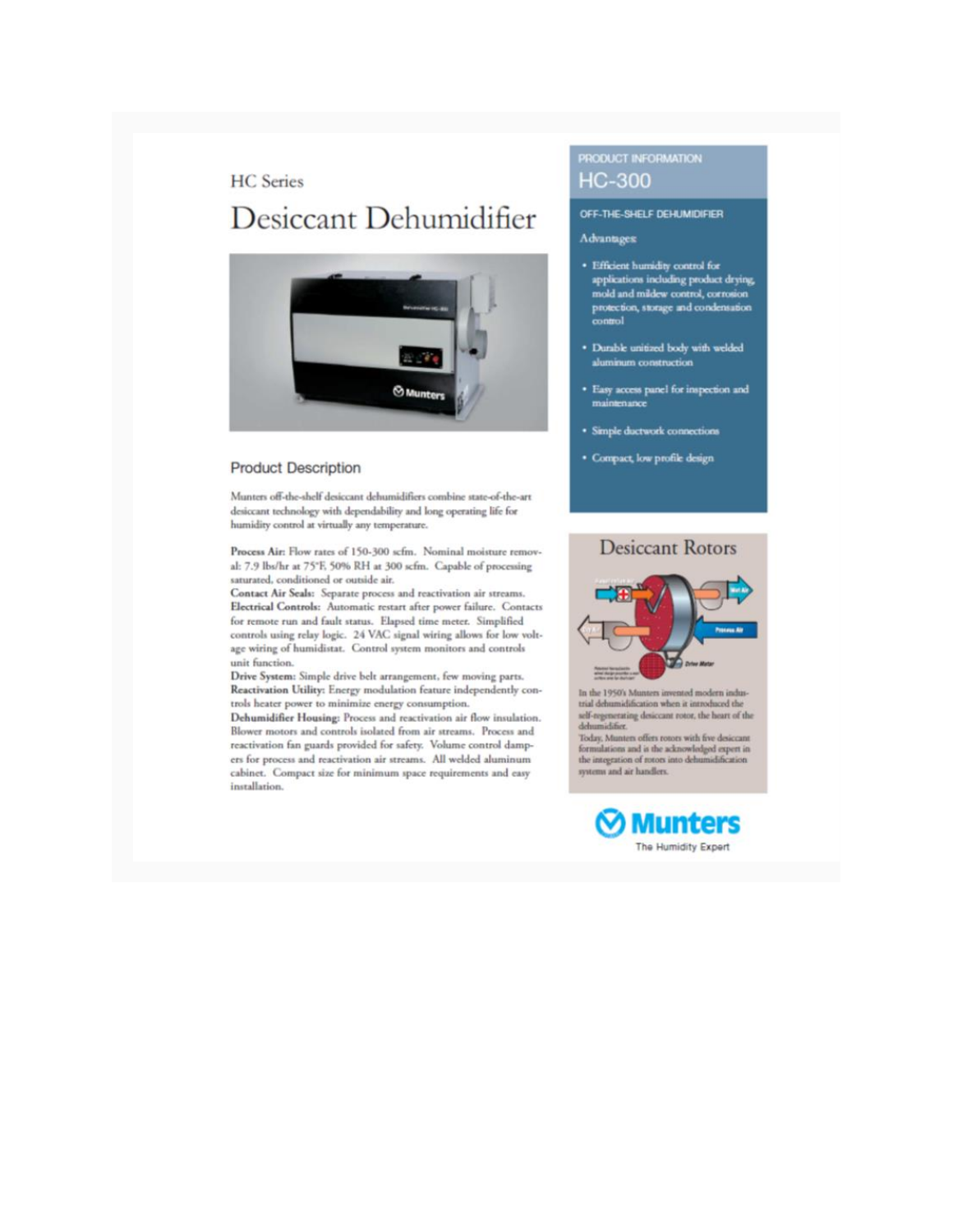## HC Series

# Desiccant Dehumidifier

## Product Description

Munters off-the-shelf desiccant dehumidifiers combine state-of-the-art desiccant technology with dependability and long operating life for humidity control at virtually any temperature.

**Process Air:** Flow rates of 150-300 scfm. Nominal moisture removal: 7.9 lbs/hr at 75°F, 50% RH at 300 scfm. Capable of processing saturated, conditioned or outside air.
**Contact Air Seals:** Separate process and reactivation air streams.
**Electrical Controls:** Automatic restart after power failure. Contacts for remote run and fault status. Elapsed time meter. Simplified controls using relay logic. 24 VAC signal wiring allows for low voltage wiring of humidistat. Control system monitors and controls unit function.
**Drive System:** Simple drive belt arrangement, few moving parts.
**Reactivation Utility:** Energy modulation feature independently controls heater power to minimize energy consumption.
**Dehumidifier Housing:** Process and reactivation air flow insulation. Blower motors and controls isolated from air streams. Process and reactivation fan guards provided for safety. Volume control dampers for process and reactivation air streams. All welded aluminum cabinet. Compact size for minimum space requirements and easy installation.

## PRODUCT INFORMATION
## HC-300

### OFF-THE-SHELF DEHUMIDIFIER

Advantages:

- Efficient humidity control for applications including product drying, mold and mildew control, corrosion protection, storage and condensation control
- Durable unitized body with welded aluminum construction
- Easy access panel for inspection and maintenance
- Simple ductwork connections
- Compact, low profile design

## Desiccant Rotors

In the 1950's Munters invented modern industrial dehumidification when it introduced the self-regenerating desiccant rotor, the heart of the dehumidifier.
Today, Munters offers rotors with five desiccant formulations and is the acknowledged expert in the integration of rotors into dehumidification systems and air handlers.

Munters
The Humidity Expert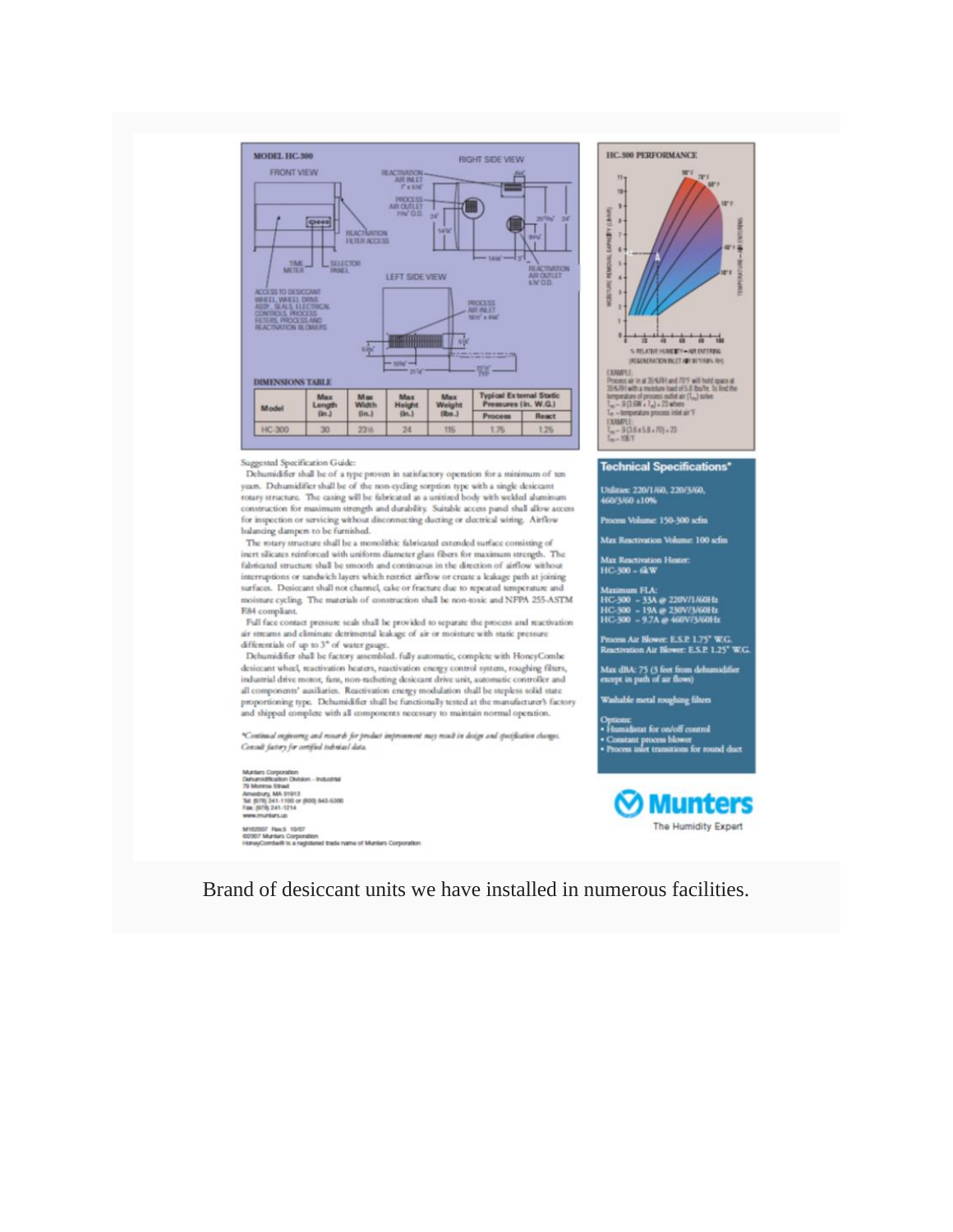## MODEL HC-300

FRONT VIEW

RIGHT SIDE VIEW

REACTIVATION AIR INLET 7" x 5⅜"

PROCESS AIR OUTLET 7¾" O.D.

REACTIVATION FILTER ACCESS

TIME METER

SELECTOR PANEL

REACTIVATION AIR OUTLET 5⅝" O.D.

LEFT SIDE VIEW

PROCESS AIR INLET 18½" x 4⅝"

ACCESS TO DESICCANT WHEEL, WHEEL DRIVE ASSY., SEALS, ELECTRICAL CONTROLS, PROCESS FILTERS, PROCESS AND REACTIVATION BLOWERS

### DIMENSIONS TABLE

| Model | Max Length (in.) | Max Width (in.) | Max Height (in.) | Max Weight (lbs.) | Typical External Static Pressures (in. W.G.) | |
|---|---|---|---|---|---|---|
| | | | | | Process | React |
| HC-300 | 30 | 23½ | 24 | 115 | 1.75 | 1.25 |

### HC-300 PERFORMANCE

MOISTURE REMOVAL CAPACITY (LB/HR)

TEMPERATURE — AIR ENTERING

% RELATIVE HUMIDITY — AIR ENTERING (REGENERATION INLET AIR IS 75/55% RH)

EXAMPLE:
Process air in at 35%RH and 70°F will hold space at 35%RH with a moisture load of 5.8 lbs/hr. To find the temperature of process outlet air ($T_{po}$) solve:
$T_{po} = 9 (3.6W + T_{pi}) + 23$ where
$T_{pi}$ = temperature process inlet air °F

EXAMPLE:
$T_{po} = 9 (3.6 \times 5.8 + 70) + 23$
$T_{po} = 105°F$

Suggested Specification Guide:

Dehumidifier shall be of a type proven in satisfactory operation for a minimum of ten years. Dehumidifier shall be of the non-cycling sorption type with a single desiccant rotary structure. The casing will be fabricated as a unitized body with welded aluminum construction for maximum strength and durability. Suitable access panel shall allow access for inspection or servicing without disconnecting ducting or electrical wiring. Airflow balancing dampers to be furnished.

The rotary structure shall be a monolithic fabricated extended surface consisting of inert silicates reinforced with uniform diameter glass fibers for maximum strength. The fabricated structure shall be smooth and continuous in the direction of airflow without interruptions or sandwich layers which restrict airflow or create a leakage path at joining surfaces. Desiccant shall not channel, cake or fracture due to repeated temperature and moisture cycling. The materials of construction shall be non-toxic and NFPA 255-ASTM E84 compliant.

Full face contact pressure seals shall be provided to separate the process and reactivation air streams and eliminate detrimental leakage of air or moisture with static pressure differentials of up to 3" of water gauge.

Dehumidifier shall be factory assembled, fully automatic, complete with HoneyCombe desiccant wheel, reactivation heaters, reactivation energy control system, roughing filters, industrial drive motor, fans, non-ratcheting desiccant drive unit, automatic controller and all components' auxiliaries. Reactivation energy modulation shall be stepless solid state proportioning type. Dehumidifier shall be functionally tested at the manufacturer's factory and shipped complete with all components necessary to maintain normal operation.

*Continual engineering and research for product improvement may result in design and specification changes. Consult factory for certified technical data.*

Munters Corporation
Dehumidification Division - Industrial
79 Monroe Street
Amesbury, MA 01913
Tel: (978) 241-1100 or (800) 843-5360
Fax: (978) 241-1214
www.munters.us

M1620007 Rev.5 10/07
©2007 Munters Corporation
HoneyCombe® is a registered trade name of Munters Corporation

## Technical Specifications*

Utilities: 220/1/60, 220/3/60, 460/3/60 ±10%

Process Volume: 150-300 scfm

Max Reactivation Volume: 100 scfm

Max Reactivation Heater:
HC-300 – 6kW

Maximum FLA:
HC-300 – 33A @ 220V/1/60Hz
HC-300 – 19A @ 230V/3/60Hz
HC-300 – 9.7A @ 460V/3/60Hz

Process Air Blower: E.S.P. 1.75" W.G.
Reactivation Air Blower: E.S.P. 1.25" W.G.

Max dBA: 75 (3 feet from dehumidifier except in path of air flows)

Washable metal roughing filters

Options:
- Humidistat for on/off control
- Constant process blower
- Process inlet transitions for round duct

**Munters**
The Humidity Expert

Brand of desiccant units we have installed in numerous facilities.